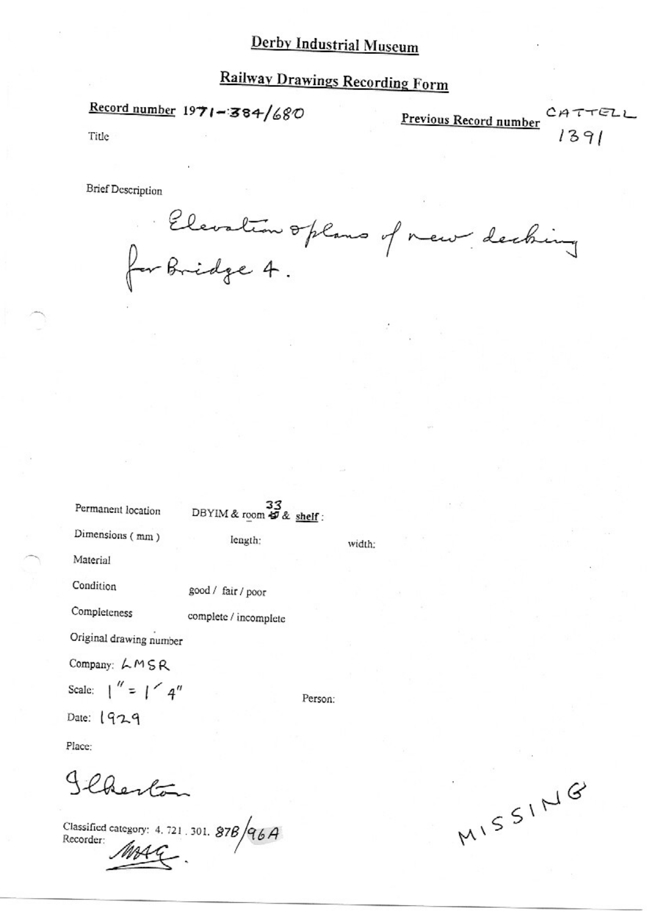# Derby Industrial Museum

## Railway Drawings Recording Form

**Record number** 1971-384/680

**Previous Record number** CATTELL 1391

Title

Brief Description

Elevation & plans of new decking for Bridge 4.

Permanent location DBYIM & room 33 & **shelf**:

Dimensions ( mm ) length: width:

Material

Condition good / fair / poor

Completeness complete / incomplete

Original drawing number

Company: LMSR

Scale: 1" = 1' 4"

Person:

Date: 1929

Place:

Ilkeston

Classified category: 4. 721. 301. 87B/96A

Recorder: MAG.

MISSING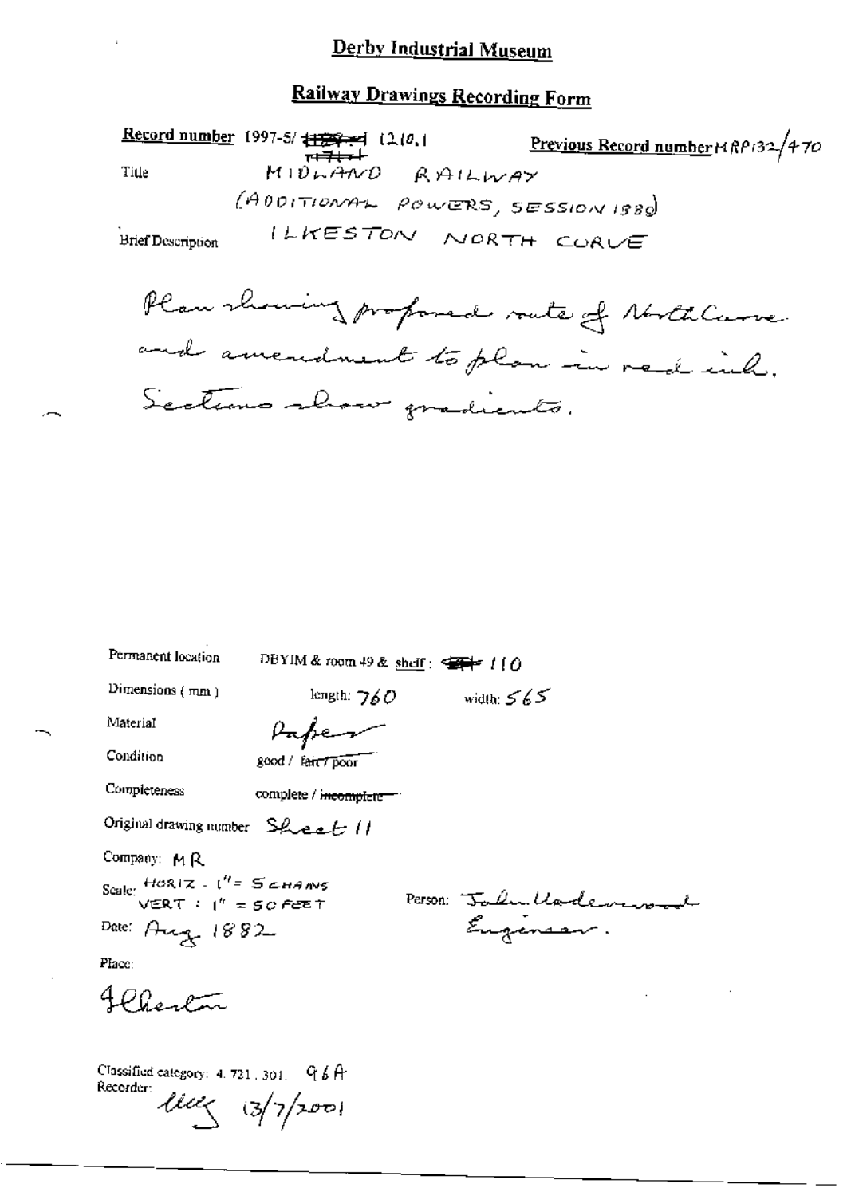# Derby Industrial Museum

## Railway Drawings Recording Form

**Record number** 1997-5/ ~~1120~~ 1210.1 **Previous Record number** MRP132/470

Title MIDLAND RAILWAY (ADDITIONAL POWERS, SESSION 1880)

Brief Description ILKESTON NORTH CURVE

Plan showing proposed route of North Curve and amendment to plan in red ink. Sections show gradients.

Permanent location DBYIM & room 49 & shelf: 110

Dimensions (mm) length: 760 width: 565

Material Paper

Condition good / ~~fair / poor~~

Completeness complete / ~~incomplete~~

Original drawing number Sheet 11

Company: MR

Scale: HORIZ - 1" = 5 CHAINS
VERT : 1" = 50 FEET

Person: John Underwood Engineer.

Date: Aug 1882

Place:

Ilkeston

Classified category: 4. 721. 301. 96A

Recorder: lll 13/7/2001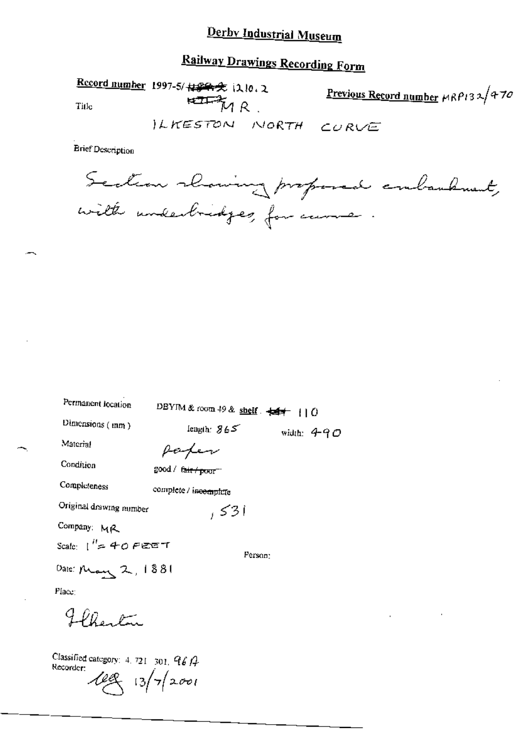# Derby Industrial Museum

## Railway Drawings Recording Form

**Record number** 1997-5/ ~~H&R~~ 1210.2 **Previous Record number** MRP132/470

Title ~~KTT~~ MR.

ILKESTON NORTH CURVE

Brief Description

Section showing proposed embankment, with underbridges, for curve.

Permanent location DBYIM & room 49 & shelf . ~~141~~ 110

Dimensions (mm) length: 865 width: 490

Material paper

Condition good / ~~fair / poor~~

Completeness complete / ~~incomplete~~

Original drawing number , 531

Company: MR

Scale: 1" = 40 FEET

Person:

Date: May 2, 1881

Place:

Ilkeston

Classified category: 4. 721. 301. 96A

Recorder: [initials] 13/7/2001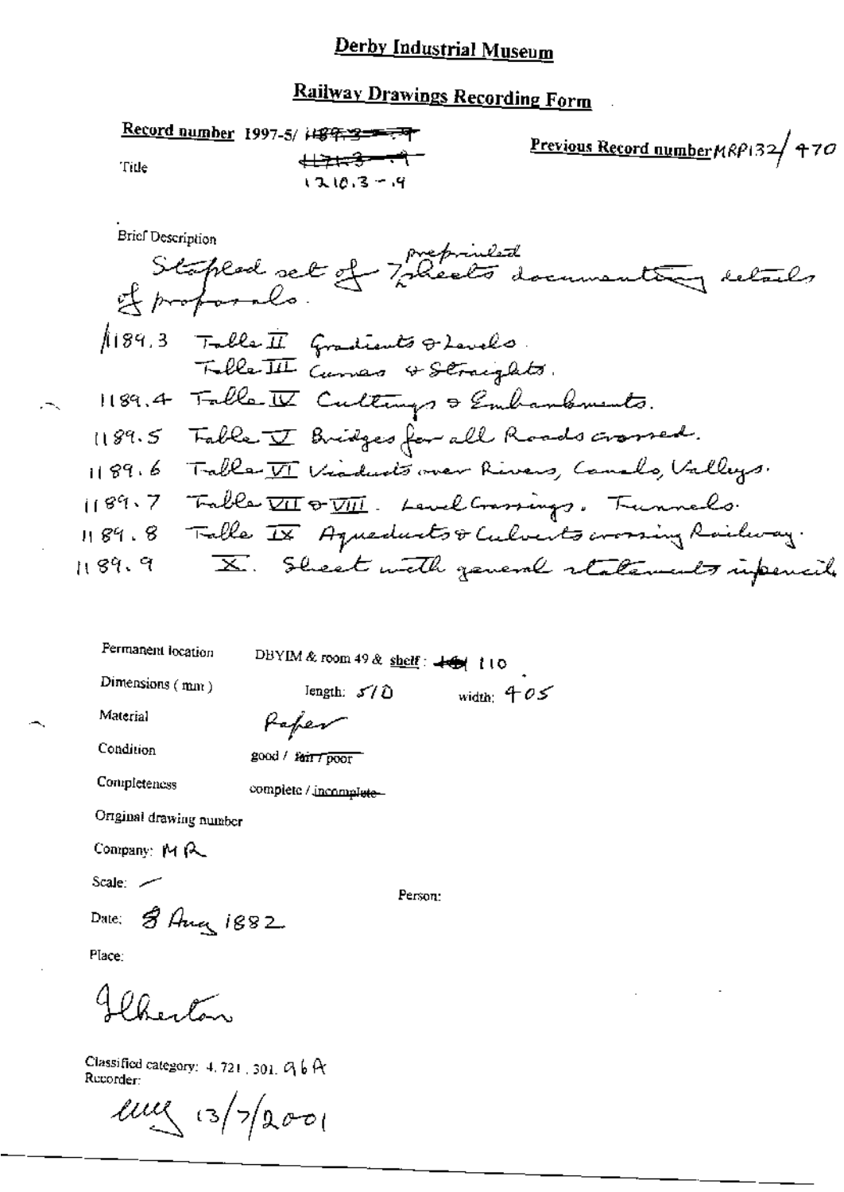# Derby Industrial Museum

## Railway Drawings Recording Form

**Record number** 1997-5/ ~~1189.3-.9~~ ~~1171.3-.9~~ 1210.3-.9

**Previous Record number** MRP132/470

Title

Brief Description

Stapled set of 7 preprinted sheets documenting details of proposals.

1189.3 Table II Gradients & Levels.
Table III Curves & Straights.

1189.4 Table IV Cuttings & Embankments.

1189.5 Table V Bridges for all Roads crossed.

1189.6 Table VI Viaducts over Rivers, Canals, Valleys.

1189.7 Table VII & VIII. Level Crossings. Tunnels.

1189.8 Table IX Aqueducts & Culverts crossing Railway.

1189.9 X. Sheet with general statements in pencil

Permanent location: DBYIM & room 49 & shelf: ~~109~~ 110

Dimensions (mm): length: 510 width: 405

Material: Paper

Condition: good / ~~fair / poor~~

Completeness: complete / ~~incomplete~~

Original drawing number

Company: MR

Scale: —

Person:

Date: 8 Aug 1882

Place:

Ilkeston

Classified category: 4.721.301.96A

Recorder:

emy 13/7/2001